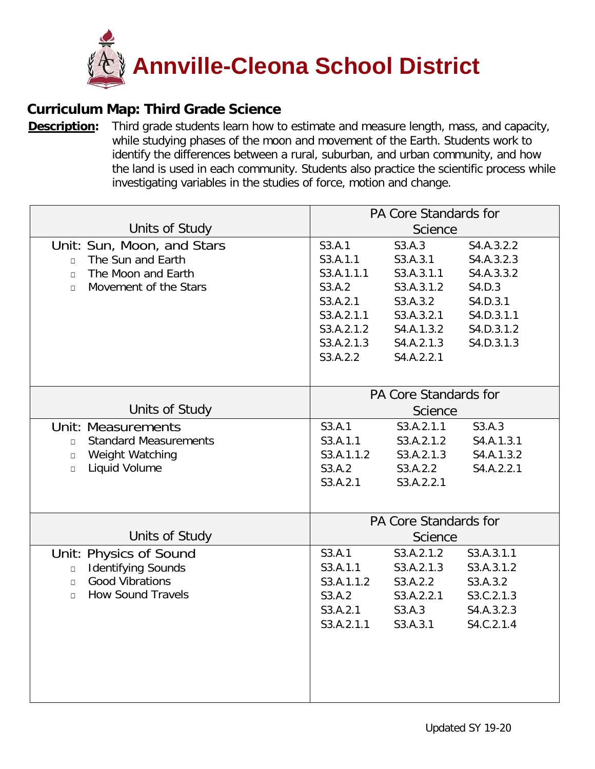# Annville-Cleona School District

## Curriculum Map: Third Grade Science

**Description:** Third grade students learn how to estimate and measure length, mass, and capacity, while studying phases of the moon and movement of the Earth. Students work to identify the differences between a rural, suburban, and urban community, and how the land is used in each community. Students also practice the scientific process while investigating variables in the studies of force, motion and change.

| Units of Study | PA Core Standards for Science | | |
|---|---|---|---|
| **Unit: Sun, Moon, and Stars**<br>- The Sun and Earth<br>- The Moon and Earth<br>- Movement of the Stars | S3.A.1<br>S3.A.1.1<br>S3.A.1.1.1<br>S3.A.2<br>S3.A.2.1<br>S3.A.2.1.1<br>S3.A.2.1.2<br>S3.A.2.1.3<br>S3.A.2.2 | S3.A.3<br>S3.A.3.1<br>S3.A.3.1.1<br>S3.A.3.1.2<br>S3.A.3.2<br>S3.A.3.2.1<br>S4.A.1.3.2<br>S4.A.2.1.3<br>S4.A.2.2.1 | S4.A.3.2.2<br>S4.A.3.2.3<br>S4.A.3.3.2<br>S4.D.3<br>S4.D.3.1<br>S4.D.3.1.1<br>S4.D.3.1.2<br>S4.D.3.1.3 |

| Units of Study | PA Core Standards for Science | | |
|---|---|---|---|
| **Unit: Measurements**<br>- Standard Measurements<br>- Weight Watching<br>- Liquid Volume | S3.A.1<br>S3.A.1.1<br>S3.A.1.1.2<br>S3.A.2<br>S3.A.2.1 | S3.A.2.1.1<br>S3.A.2.1.2<br>S3.A.2.1.3<br>S3.A.2.2<br>S3.A.2.2.1 | S3.A.3<br>S4.A.1.3.1<br>S4.A.1.3.2<br>S4.A.2.2.1 |

| Units of Study | PA Core Standards for Science | | |
|---|---|---|---|
| **Unit: Physics of Sound**<br>- Identifying Sounds<br>- Good Vibrations<br>- How Sound Travels | S3.A.1<br>S3.A.1.1<br>S3.A.1.1.2<br>S3.A.2<br>S3.A.2.1<br>S3.A.2.1.1 | S3.A.2.1.2<br>S3.A.2.1.3<br>S3.A.2.2<br>S3.A.2.2.1<br>S3.A.3<br>S3.A.3.1 | S3.A.3.1.1<br>S3.A.3.1.2<br>S3.A.3.2<br>S3.C.2.1.3<br>S4.A.3.2.3<br>S4.C.2.1.4 |

Updated SY 19-20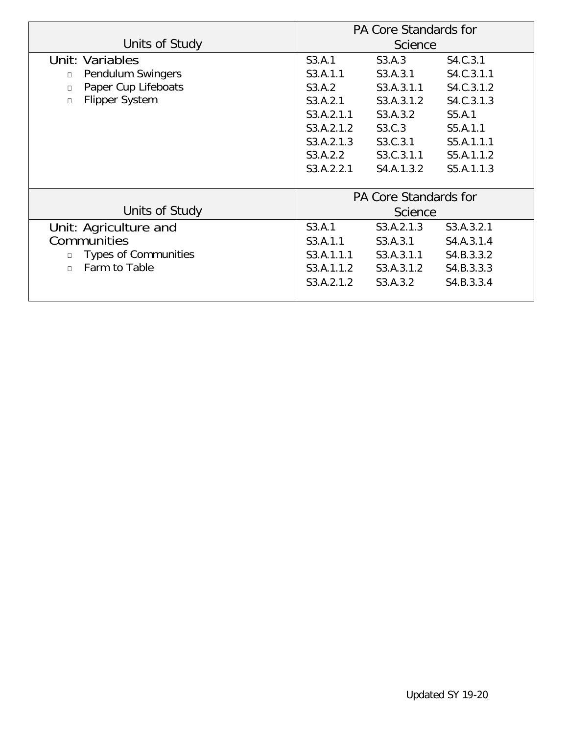| Units of Study | PA Core Standards for Science | | |
|---|---|---|---|
| Unit: Variables<br>- Pendulum Swingers<br>- Paper Cup Lifeboats<br>- Flipper System | S3.A.1<br>S3.A.1.1<br>S3.A.2<br>S3.A.2.1<br>S3.A.2.1.1<br>S3.A.2.1.2<br>S3.A.2.1.3<br>S3.A.2.2<br>S3.A.2.2.1 | S3.A.3<br>S3.A.3.1<br>S3.A.3.1.1<br>S3.A.3.1.2<br>S3.A.3.2<br>S3.C.3<br>S3.C.3.1<br>S3.C.3.1.1<br>S4.A.1.3.2 | S4.C.3.1<br>S4.C.3.1.1<br>S4.C.3.1.2<br>S4.C.3.1.3<br>S5.A.1<br>S5.A.1.1<br>S5.A.1.1.1<br>S5.A.1.1.2<br>S5.A.1.1.3 |

| Units of Study | PA Core Standards for Science | | |
|---|---|---|---|
| Unit: Agriculture and Communities<br>- Types of Communities<br>- Farm to Table | S3.A.1<br>S3.A.1.1<br>S3.A.1.1.1<br>S3.A.1.1.2<br>S3.A.2.1.2 | S3.A.2.1.3<br>S3.A.3.1<br>S3.A.3.1.1<br>S3.A.3.1.2<br>S3.A.3.2 | S3.A.3.2.1<br>S4.A.3.1.4<br>S4.B.3.3.2<br>S4.B.3.3.3<br>S4.B.3.3.4 |

Updated SY 19-20